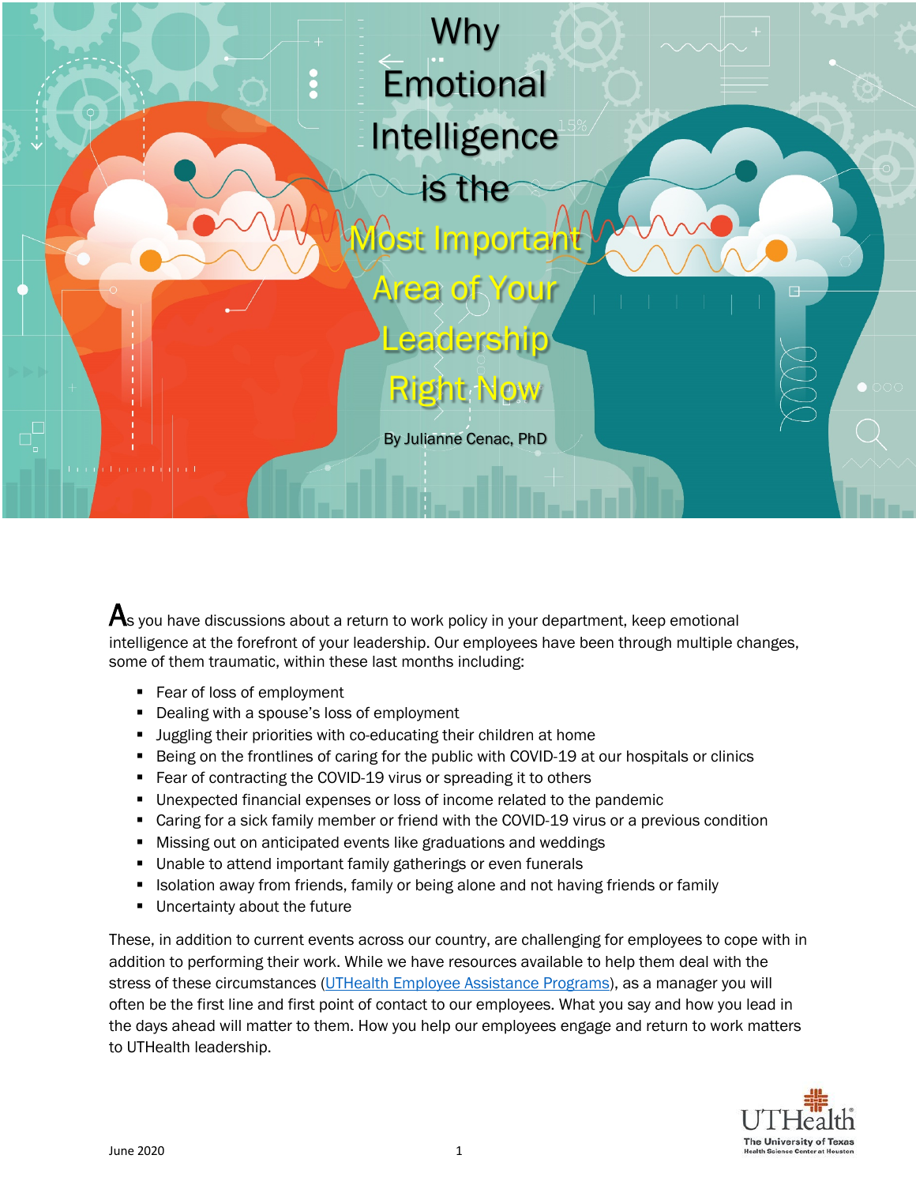# Why Emotional Intelligence is the Most Important Area of Your Leadership Right Now

By Julianne Cenac, PhD

As you have discussions about a return to work policy in your department, keep emotional intelligence at the forefront of your leadership. Our employees have been through multiple changes, some of them traumatic, within these last months including:

- Fear of loss of employment
- Dealing with a spouse's loss of employment
- Juggling their priorities with co-educating their children at home
- Being on the frontlines of caring for the public with COVID-19 at our hospitals or clinics
- Fear of contracting the COVID-19 virus or spreading it to others
- Unexpected financial expenses or loss of income related to the pandemic
- Caring for a sick family member or friend with the COVID-19 virus or a previous condition
- Missing out on anticipated events like graduations and weddings
- Unable to attend important family gatherings or even funerals
- Isolation away from friends, family or being alone and not having friends or family
- Uncertainty about the future

These, in addition to current events across our country, are challenging for employees to cope with in addition to performing their work. While we have resources available to help them deal with the stress of these circumstances (UTHealth Employee Assistance Programs), as a manager you will often be the first line and first point of contact to our employees. What you say and how you lead in the days ahead will matter to them. How you help our employees engage and return to work matters to UTHealth leadership.

June 2020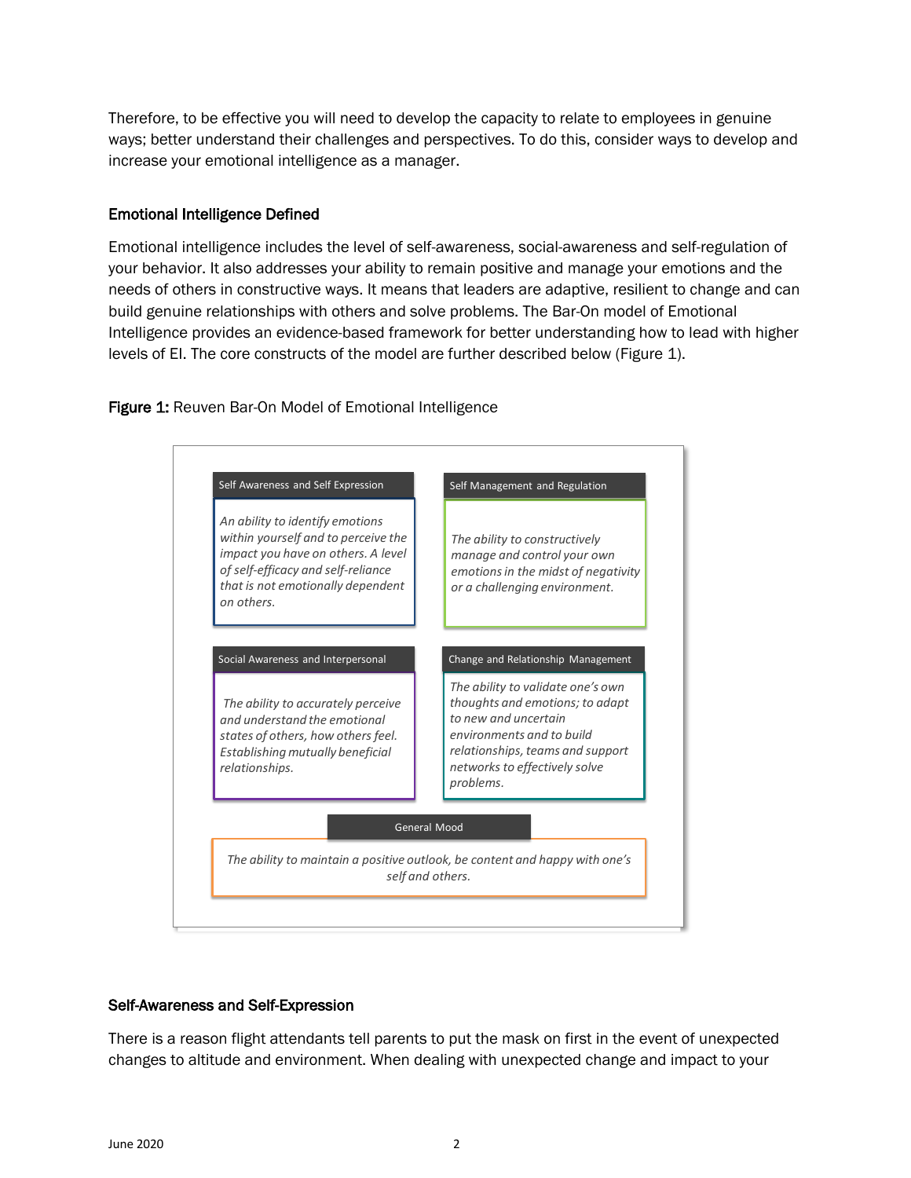Therefore, to be effective you will need to develop the capacity to relate to employees in genuine ways; better understand their challenges and perspectives. To do this, consider ways to develop and increase your emotional intelligence as a manager.

### Emotional Intelligence Defined

Emotional intelligence includes the level of self-awareness, social-awareness and self-regulation of your behavior. It also addresses your ability to remain positive and manage your emotions and the needs of others in constructive ways. It means that leaders are adaptive, resilient to change and can build genuine relationships with others and solve problems. The Bar-On model of Emotional Intelligence provides an evidence-based framework for better understanding how to lead with higher levels of EI. The core constructs of the model are further described below (Figure 1).

**Figure 1:** Reuven Bar-On Model of Emotional Intelligence

**Self Awareness and Self Expression**

*An ability to identify emotions within yourself and to perceive the impact you have on others. A level of self-efficacy and self-reliance that is not emotionally dependent on others.*

**Self Management and Regulation**

*The ability to constructively manage and control your own emotions in the midst of negativity or a challenging environment.*

**Social Awareness and Interpersonal**

*The ability to accurately perceive and understand the emotional states of others, how others feel. Establishing mutually beneficial relationships.*

**Change and Relationship Management**

*The ability to validate one's own thoughts and emotions; to adapt to new and uncertain environments and to build relationships, teams and support networks to effectively solve problems.*

**General Mood**

*The ability to maintain a positive outlook, be content and happy with one's self and others.*

### Self-Awareness and Self-Expression

There is a reason flight attendants tell parents to put the mask on first in the event of unexpected changes to altitude and environment. When dealing with unexpected change and impact to your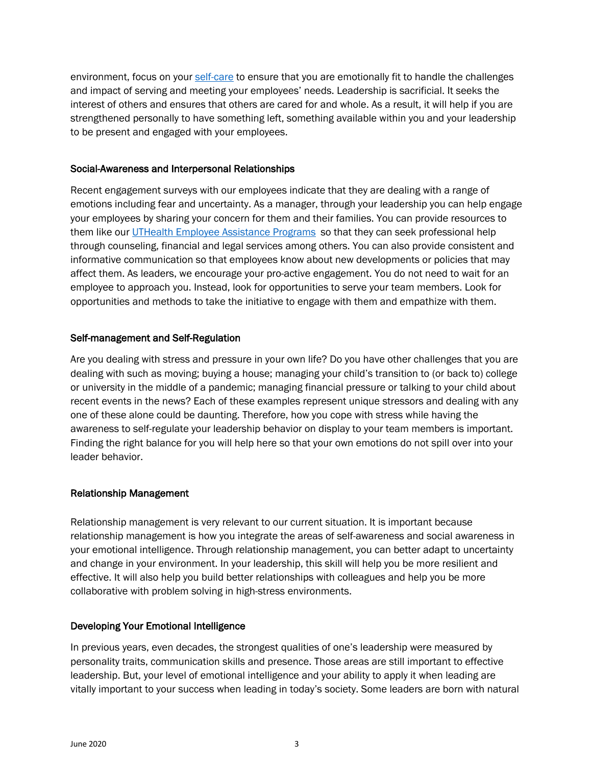environment, focus on your [self-care](self-care) to ensure that you are emotionally fit to handle the challenges and impact of serving and meeting your employees' needs. Leadership is sacrificial. It seeks the interest of others and ensures that others are cared for and whole. As a result, it will help if you are strengthened personally to have something left, something available within you and your leadership to be present and engaged with your employees.

### Social-Awareness and Interpersonal Relationships

Recent engagement surveys with our employees indicate that they are dealing with a range of emotions including fear and uncertainty. As a manager, through your leadership you can help engage your employees by sharing your concern for them and their families. You can provide resources to them like our UTHealth Employee Assistance Programs so that they can seek professional help through counseling, financial and legal services among others. You can also provide consistent and informative communication so that employees know about new developments or policies that may affect them. As leaders, we encourage your pro-active engagement. You do not need to wait for an employee to approach you. Instead, look for opportunities to serve your team members. Look for opportunities and methods to take the initiative to engage with them and empathize with them.

### Self-management and Self-Regulation

Are you dealing with stress and pressure in your own life? Do you have other challenges that you are dealing with such as moving; buying a house; managing your child's transition to (or back to) college or university in the middle of a pandemic; managing financial pressure or talking to your child about recent events in the news? Each of these examples represent unique stressors and dealing with any one of these alone could be daunting. Therefore, how you cope with stress while having the awareness to self-regulate your leadership behavior on display to your team members is important. Finding the right balance for you will help here so that your own emotions do not spill over into your leader behavior.

### Relationship Management

Relationship management is very relevant to our current situation. It is important because relationship management is how you integrate the areas of self-awareness and social awareness in your emotional intelligence. Through relationship management, you can better adapt to uncertainty and change in your environment. In your leadership, this skill will help you be more resilient and effective. It will also help you build better relationships with colleagues and help you be more collaborative with problem solving in high-stress environments.

### Developing Your Emotional Intelligence

In previous years, even decades, the strongest qualities of one's leadership were measured by personality traits, communication skills and presence. Those areas are still important to effective leadership. But, your level of emotional intelligence and your ability to apply it when leading are vitally important to your success when leading in today's society. Some leaders are born with natural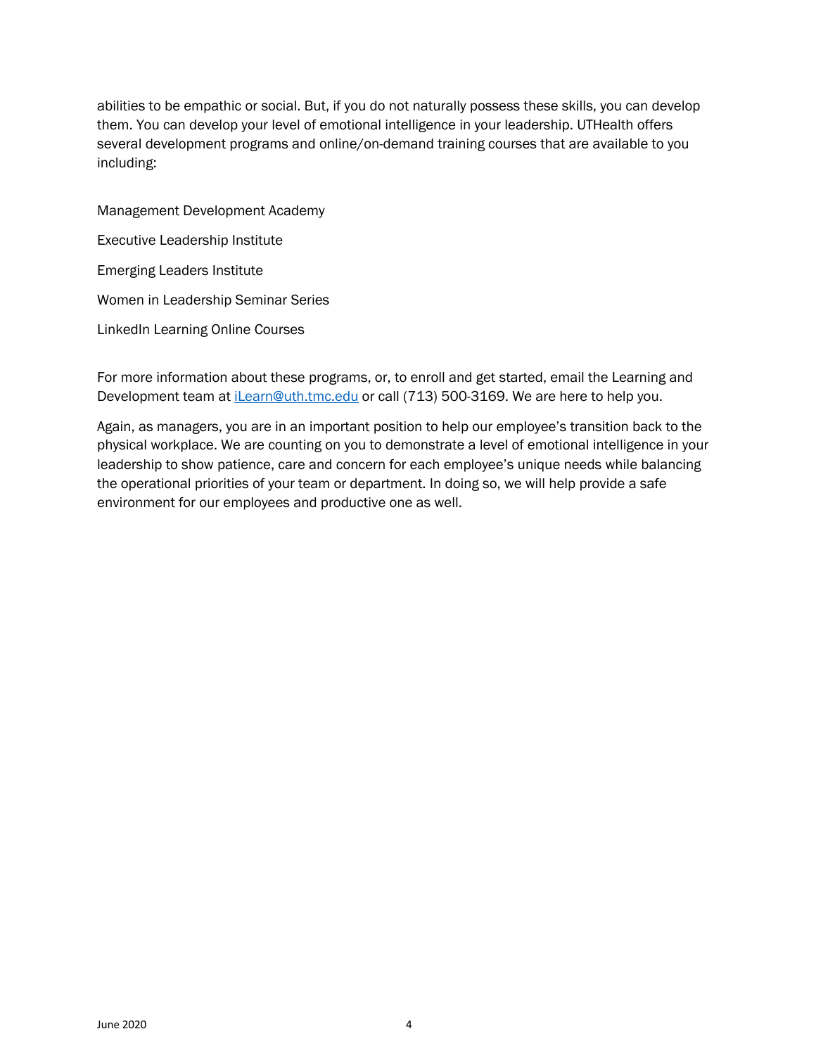abilities to be empathic or social. But, if you do not naturally possess these skills, you can develop them. You can develop your level of emotional intelligence in your leadership. UTHealth offers several development programs and online/on-demand training courses that are available to you including:

Management Development Academy

Executive Leadership Institute

Emerging Leaders Institute

Women in Leadership Seminar Series

LinkedIn Learning Online Courses

For more information about these programs, or, to enroll and get started, email the Learning and Development team at iLearn@uth.tmc.edu or call (713) 500-3169. We are here to help you.

Again, as managers, you are in an important position to help our employee's transition back to the physical workplace. We are counting on you to demonstrate a level of emotional intelligence in your leadership to show patience, care and concern for each employee's unique needs while balancing the operational priorities of your team or department. In doing so, we will help provide a safe environment for our employees and productive one as well.